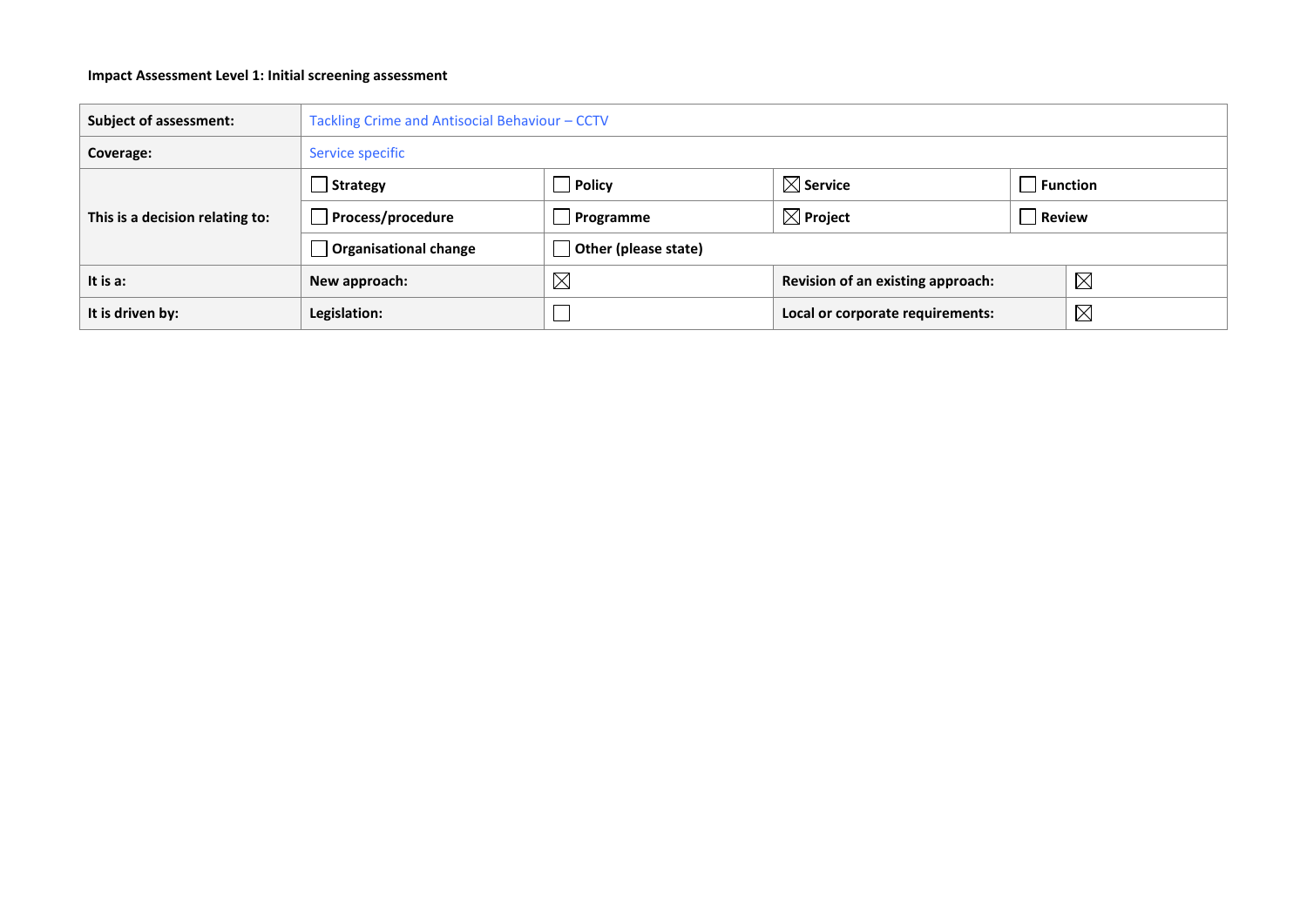**Impact Assessment Level 1: Initial screening assessment**

| **Subject of assessment:** | Tackling Crime and Antisocial Behaviour – CCTV | | | |
|---|---|---|---|---|
| **Coverage:** | Service specific | | | |
| **This is a decision relating to:** | ☐ **Strategy** | ☐ **Policy** | ☒ **Service** | ☐ **Function** |
| | ☐ **Process/procedure** | ☐ **Programme** | ☒ **Project** | ☐ **Review** |
| | ☐ **Organisational change** | ☐ **Other (please state)** | | |
| **It is a:** | **New approach:** | ☒ | **Revision of an existing approach:** | ☒ |
| **It is driven by:** | **Legislation:** | ☐ | **Local or corporate requirements:** | ☒ |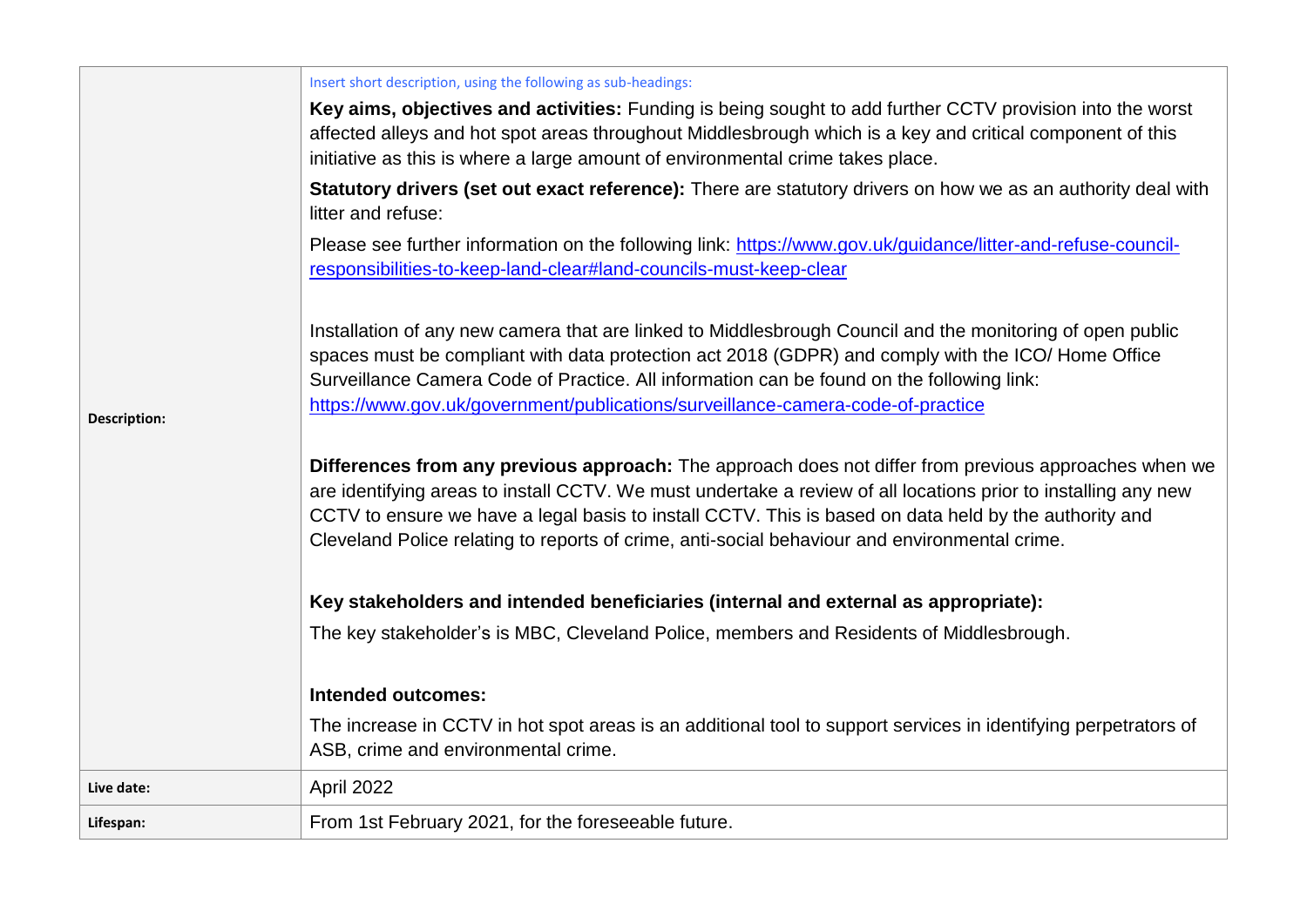| | |
|---|---|
| **Description:** | Insert short description, using the following as sub-headings:<br><br>**Key aims, objectives and activities:** Funding is being sought to add further CCTV provision into the worst affected alleys and hot spot areas throughout Middlesbrough which is a key and critical component of this initiative as this is where a large amount of environmental crime takes place.<br><br>**Statutory drivers (set out exact reference):** There are statutory drivers on how we as an authority deal with litter and refuse:<br><br>Please see further information on the following link: [https://www.gov.uk/guidance/litter-and-refuse-council-responsibilities-to-keep-land-clear#land-councils-must-keep-clear](https://www.gov.uk/guidance/litter-and-refuse-council-responsibilities-to-keep-land-clear#land-councils-must-keep-clear)<br><br>Installation of any new camera that are linked to Middlesbrough Council and the monitoring of open public spaces must be compliant with data protection act 2018 (GDPR) and comply with the ICO/ Home Office Surveillance Camera Code of Practice. All information can be found on the following link: [https://www.gov.uk/government/publications/surveillance-camera-code-of-practice](https://www.gov.uk/government/publications/surveillance-camera-code-of-practice)<br><br>**Differences from any previous approach:** The approach does not differ from previous approaches when we are identifying areas to install CCTV. We must undertake a review of all locations prior to installing any new CCTV to ensure we have a legal basis to install CCTV. This is based on data held by the authority and Cleveland Police relating to reports of crime, anti-social behaviour and environmental crime.<br><br>**Key stakeholders and intended beneficiaries (internal and external as appropriate):**<br><br>The key stakeholder's is MBC, Cleveland Police, members and Residents of Middlesbrough.<br><br>**Intended outcomes:**<br><br>The increase in CCTV in hot spot areas is an additional tool to support services in identifying perpetrators of ASB, crime and environmental crime. |
| **Live date:** | April 2022 |
| **Lifespan:** | From 1st February 2021, for the foreseeable future. |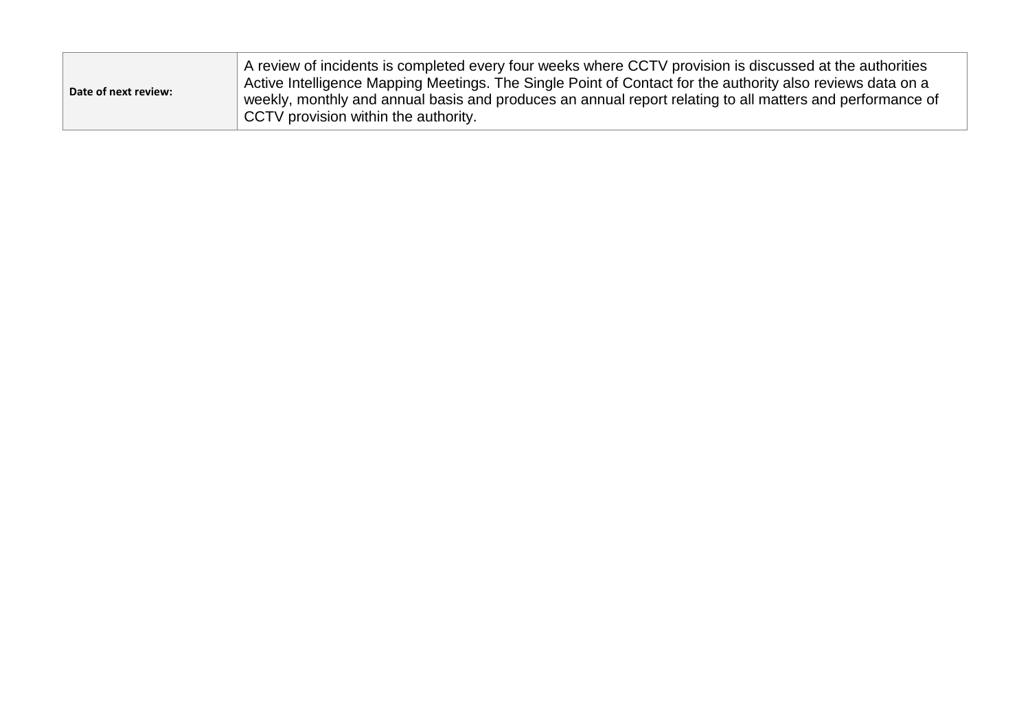| Date of next review: | A review of incidents is completed every four weeks where CCTV provision is discussed at the authorities Active Intelligence Mapping Meetings. The Single Point of Contact for the authority also reviews data on a weekly, monthly and annual basis and produces an annual report relating to all matters and performance of CCTV provision within the authority. |
|---|---|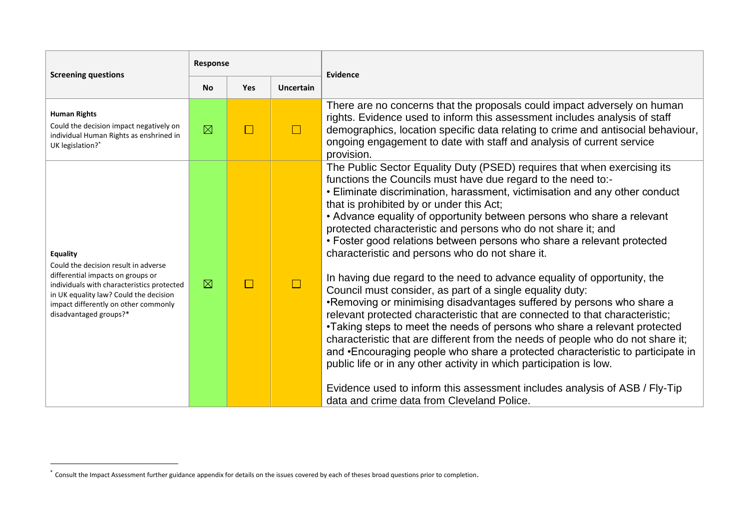| Screening questions | Response | | | Evidence |
|---|---|---|---|---|
| | No | Yes | Uncertain | |
| **Human Rights**<br>Could the decision impact negatively on individual Human Rights as enshrined in UK legislation?* | ☒ | ☐ | ☐ | There are no concerns that the proposals could impact adversely on human rights. Evidence used to inform this assessment includes analysis of staff demographics, location specific data relating to crime and antisocial behaviour, ongoing engagement to date with staff and analysis of current service provision. |
| **Equality**<br>Could the decision result in adverse differential impacts on groups or individuals with characteristics protected in UK equality law? Could the decision impact differently on other commonly disadvantaged groups?* | ☒ | ☐ | ☐ | The Public Sector Equality Duty (PSED) requires that when exercising its functions the Councils must have due regard to the need to:-<br>• Eliminate discrimination, harassment, victimisation and any other conduct that is prohibited by or under this Act;<br>• Advance equality of opportunity between persons who share a relevant protected characteristic and persons who do not share it; and<br>• Foster good relations between persons who share a relevant protected characteristic and persons who do not share it.<br><br>In having due regard to the need to advance equality of opportunity, the Council must consider, as part of a single equality duty:<br>•Removing or minimising disadvantages suffered by persons who share a relevant protected characteristic that are connected to that characteristic;<br>•Taking steps to meet the needs of persons who share a relevant protected characteristic that are different from the needs of people who do not share it; and •Encouraging people who share a protected characteristic to participate in public life or in any other activity in which participation is low.<br><br>Evidence used to inform this assessment includes analysis of ASB / Fly-Tip data and crime data from Cleveland Police. |

* Consult the Impact Assessment further guidance appendix for details on the issues covered by each of theses broad questions prior to completion.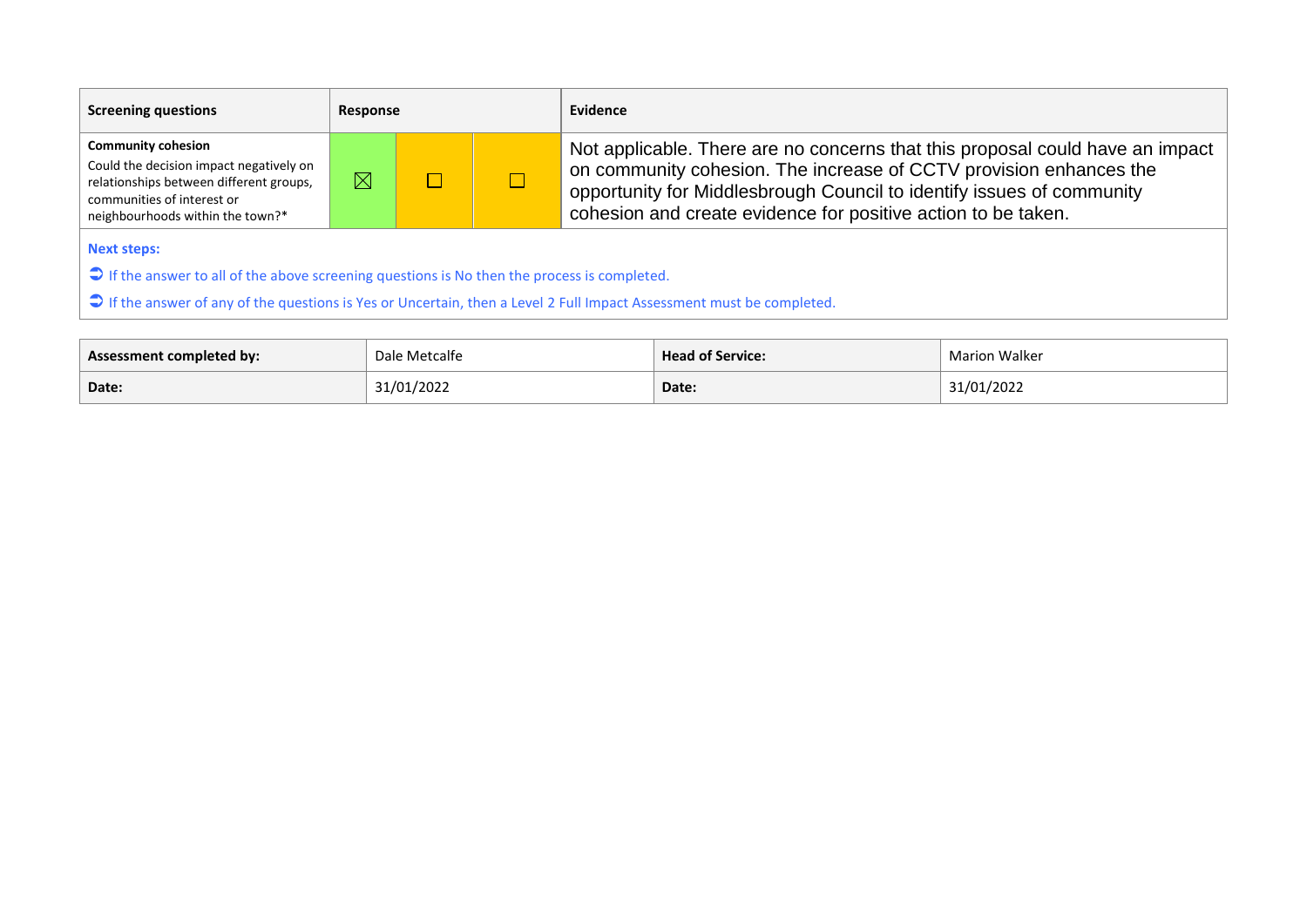| Screening questions | Response | | | Evidence |
|---|---|---|---|---|
| **Community cohesion** Could the decision impact negatively on relationships between different groups, communities of interest or neighbourhoods within the town?* | ☒ | ☐ | ☐ | Not applicable. There are no concerns that this proposal could have an impact on community cohesion. The increase of CCTV provision enhances the opportunity for Middlesbrough Council to identify issues of community cohesion and create evidence for positive action to be taken. |

**Next steps:**

➲ If the answer to all of the above screening questions is No then the process is completed.

➲ If the answer of any of the questions is Yes or Uncertain, then a Level 2 Full Impact Assessment must be completed.

| | | | |
|---|---|---|---|
| **Assessment completed by:** | Dale Metcalfe | **Head of Service:** | Marion Walker |
| **Date:** | 31/01/2022 | **Date:** | 31/01/2022 |